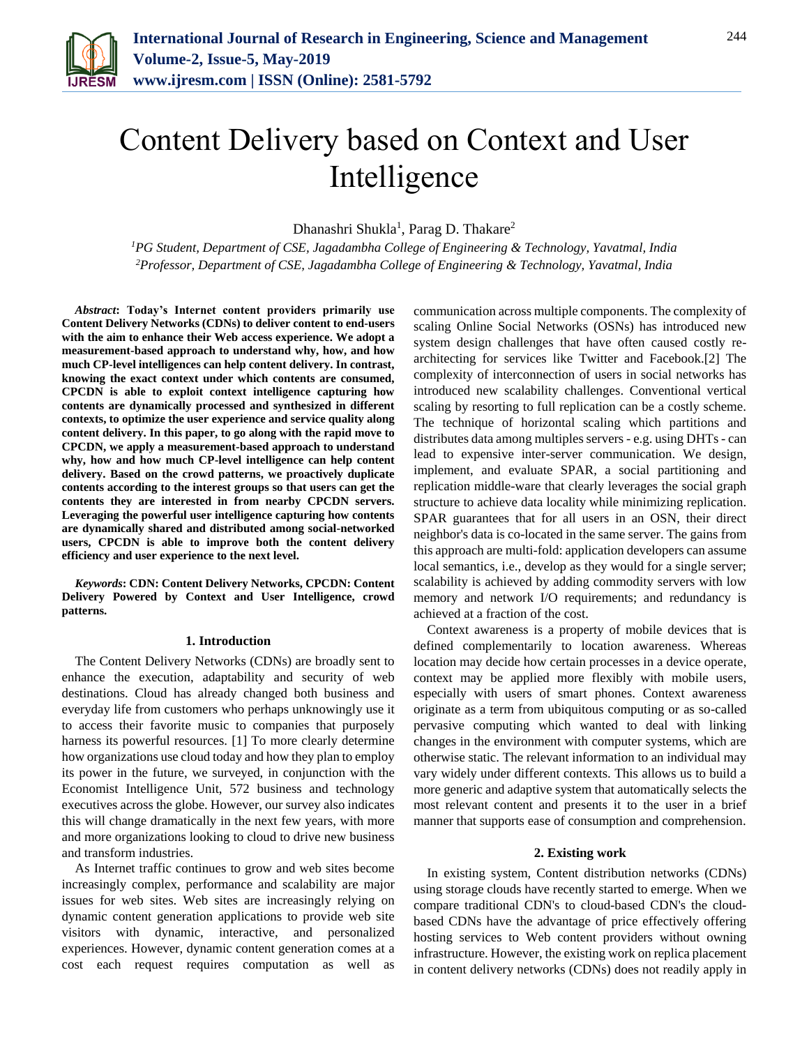# Content Delivery based on Context and User Intelligence

Dhanashri Shukla[1], Parag D. Thakare[2]

[1]*PG Student, Department of CSE, Jagadambha College of Engineering & Technology, Yavatmal, India*
[2]*Professor, Department of CSE, Jagadambha College of Engineering & Technology, Yavatmal, India*

***Abstract*: Today's Internet content providers primarily use Content Delivery Networks (CDNs) to deliver content to end-users with the aim to enhance their Web access experience. We adopt a measurement-based approach to understand why, how, and how much CP-level intelligences can help content delivery. In contrast, knowing the exact context under which contents are consumed, CPCDN is able to exploit context intelligence capturing how contents are dynamically processed and synthesized in different contexts, to optimize the user experience and service quality along content delivery. In this paper, to go along with the rapid move to CPCDN, we apply a measurement-based approach to understand why, how and how much CP-level intelligence can help content delivery. Based on the crowd patterns, we proactively duplicate contents according to the interest groups so that users can get the contents they are interested in from nearby CPCDN servers. Leveraging the powerful user intelligence capturing how contents are dynamically shared and distributed among social-networked users, CPCDN is able to improve both the content delivery efficiency and user experience to the next level.**

***Keywords*: CDN: Content Delivery Networks, CPCDN: Content Delivery Powered by Context and User Intelligence, crowd patterns.**

## 1. Introduction

The Content Delivery Networks (CDNs) are broadly sent to enhance the execution, adaptability and security of web destinations. Cloud has already changed both business and everyday life from customers who perhaps unknowingly use it to access their favorite music to companies that purposely harness its powerful resources. [1] To more clearly determine how organizations use cloud today and how they plan to employ its power in the future, we surveyed, in conjunction with the Economist Intelligence Unit, 572 business and technology executives across the globe. However, our survey also indicates this will change dramatically in the next few years, with more and more organizations looking to cloud to drive new business and transform industries.

As Internet traffic continues to grow and web sites become increasingly complex, performance and scalability are major issues for web sites. Web sites are increasingly relying on dynamic content generation applications to provide web site visitors with dynamic, interactive, and personalized experiences. However, dynamic content generation comes at a cost each request requires computation as well as communication across multiple components. The complexity of scaling Online Social Networks (OSNs) has introduced new system design challenges that have often caused costly re-architecting for services like Twitter and Facebook.[2] The complexity of interconnection of users in social networks has introduced new scalability challenges. Conventional vertical scaling by resorting to full replication can be a costly scheme. The technique of horizontal scaling which partitions and distributes data among multiples servers - e.g. using DHTs - can lead to expensive inter-server communication. We design, implement, and evaluate SPAR, a social partitioning and replication middle-ware that clearly leverages the social graph structure to achieve data locality while minimizing replication. SPAR guarantees that for all users in an OSN, their direct neighbor's data is co-located in the same server. The gains from this approach are multi-fold: application developers can assume local semantics, i.e., develop as they would for a single server; scalability is achieved by adding commodity servers with low memory and network I/O requirements; and redundancy is achieved at a fraction of the cost.

Context awareness is a property of mobile devices that is defined complementarily to location awareness. Whereas location may decide how certain processes in a device operate, context may be applied more flexibly with mobile users, especially with users of smart phones. Context awareness originate as a term from ubiquitous computing or as so-called pervasive computing which wanted to deal with linking changes in the environment with computer systems, which are otherwise static. The relevant information to an individual may vary widely under different contexts. This allows us to build a more generic and adaptive system that automatically selects the most relevant content and presents it to the user in a brief manner that supports ease of consumption and comprehension.

## 2. Existing work

In existing system, Content distribution networks (CDNs) using storage clouds have recently started to emerge. When we compare traditional CDN's to cloud-based CDN's the cloud-based CDNs have the advantage of price effectively offering hosting services to Web content providers without owning infrastructure. However, the existing work on replica placement in content delivery networks (CDNs) does not readily apply in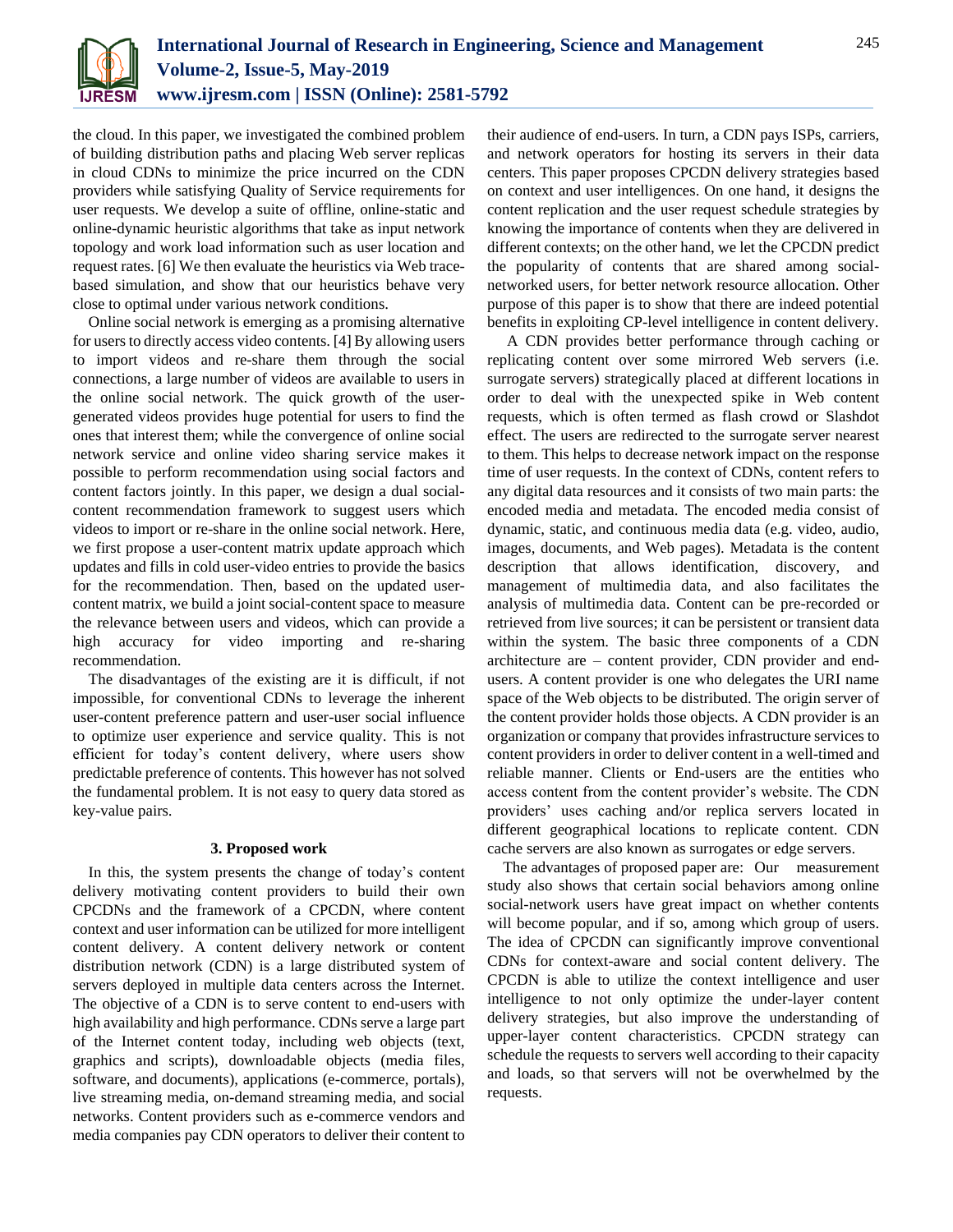the cloud. In this paper, we investigated the combined problem of building distribution paths and placing Web server replicas in cloud CDNs to minimize the price incurred on the CDN providers while satisfying Quality of Service requirements for user requests. We develop a suite of offline, online-static and online-dynamic heuristic algorithms that take as input network topology and work load information such as user location and request rates. [6] We then evaluate the heuristics via Web trace-based simulation, and show that our heuristics behave very close to optimal under various network conditions.

Online social network is emerging as a promising alternative for users to directly access video contents. [4] By allowing users to import videos and re-share them through the social connections, a large number of videos are available to users in the online social network. The quick growth of the user-generated videos provides huge potential for users to find the ones that interest them; while the convergence of online social network service and online video sharing service makes it possible to perform recommendation using social factors and content factors jointly. In this paper, we design a dual social-content recommendation framework to suggest users which videos to import or re-share in the online social network. Here, we first propose a user-content matrix update approach which updates and fills in cold user-video entries to provide the basics for the recommendation. Then, based on the updated user-content matrix, we build a joint social-content space to measure the relevance between users and videos, which can provide a high accuracy for video importing and re-sharing recommendation.

The disadvantages of the existing are it is difficult, if not impossible, for conventional CDNs to leverage the inherent user-content preference pattern and user-user social influence to optimize user experience and service quality. This is not efficient for today's content delivery, where users show predictable preference of contents. This however has not solved the fundamental problem. It is not easy to query data stored as key-value pairs.

## 3. Proposed work

In this, the system presents the change of today's content delivery motivating content providers to build their own CPCDNs and the framework of a CPCDN, where content context and user information can be utilized for more intelligent content delivery. A content delivery network or content distribution network (CDN) is a large distributed system of servers deployed in multiple data centers across the Internet. The objective of a CDN is to serve content to end-users with high availability and high performance. CDNs serve a large part of the Internet content today, including web objects (text, graphics and scripts), downloadable objects (media files, software, and documents), applications (e-commerce, portals), live streaming media, on-demand streaming media, and social networks. Content providers such as e-commerce vendors and media companies pay CDN operators to deliver their content to their audience of end-users. In turn, a CDN pays ISPs, carriers, and network operators for hosting its servers in their data centers. This paper proposes CPCDN delivery strategies based on context and user intelligences. On one hand, it designs the content replication and the user request schedule strategies by knowing the importance of contents when they are delivered in different contexts; on the other hand, we let the CPCDN predict the popularity of contents that are shared among social-networked users, for better network resource allocation. Other purpose of this paper is to show that there are indeed potential benefits in exploiting CP-level intelligence in content delivery.

A CDN provides better performance through caching or replicating content over some mirrored Web servers (i.e. surrogate servers) strategically placed at different locations in order to deal with the unexpected spike in Web content requests, which is often termed as flash crowd or Slashdot effect. The users are redirected to the surrogate server nearest to them. This helps to decrease network impact on the response time of user requests. In the context of CDNs, content refers to any digital data resources and it consists of two main parts: the encoded media and metadata. The encoded media consist of dynamic, static, and continuous media data (e.g. video, audio, images, documents, and Web pages). Metadata is the content description that allows identification, discovery, and management of multimedia data, and also facilitates the analysis of multimedia data. Content can be pre-recorded or retrieved from live sources; it can be persistent or transient data within the system. The basic three components of a CDN architecture are – content provider, CDN provider and end-users. A content provider is one who delegates the URI name space of the Web objects to be distributed. The origin server of the content provider holds those objects. A CDN provider is an organization or company that provides infrastructure services to content providers in order to deliver content in a well-timed and reliable manner. Clients or End-users are the entities who access content from the content provider's website. The CDN providers' uses caching and/or replica servers located in different geographical locations to replicate content. CDN cache servers are also known as surrogates or edge servers.

The advantages of proposed paper are: Our measurement study also shows that certain social behaviors among online social-network users have great impact on whether contents will become popular, and if so, among which group of users. The idea of CPCDN can significantly improve conventional CDNs for context-aware and social content delivery. The CPCDN is able to utilize the context intelligence and user intelligence to not only optimize the under-layer content delivery strategies, but also improve the understanding of upper-layer content characteristics. CPCDN strategy can schedule the requests to servers well according to their capacity and loads, so that servers will not be overwhelmed by the requests.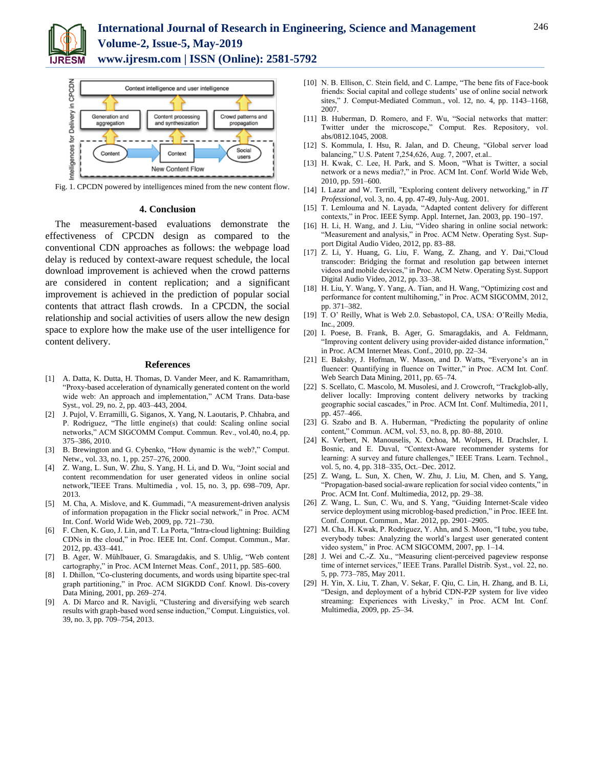Intelligences for Delivery in CPCDN

Context intelligence and user intelligence

Generation and aggregation

Content processing and synthesization

Crowd patterns and propagation

Content

Context

Social users

New Content Flow

Fig. 1. CPCDN powered by intelligences mined from the new content flow.

## 4. Conclusion

The measurement-based evaluations demonstrate the effectiveness of CPCDN design as compared to the conventional CDN approaches as follows: the webpage load delay is reduced by context-aware request schedule, the local download improvement is achieved when the crowd patterns are considered in content replication; and a significant improvement is achieved in the prediction of popular social contents that attract flash crowds. In a CPCDN, the social relationship and social activities of users allow the new design space to explore how the make use of the user intelligence for content delivery.

## References

[1] A. Datta, K. Dutta, H. Thomas, D. Vander Meer, and K. Ramamritham, “Proxy-based acceleration of dynamically generated content on the world wide web: An approach and implementation,” ACM Trans. Data-base Syst., vol. 29, no. 2, pp. 403–443, 2004.

[2] J. Pujol, V. Erramilli, G. Siganos, X. Yang, N. Laoutaris, P. Chhabra, and P. Rodriguez, “The little engine(s) that could: Scaling online social networks,” ACM SIGCOMM Comput. Commun. Rev., vol.40, no.4, pp. 375–386, 2010.

[3] B. Brewington and G. Cybenko, “How dynamic is the web?,” Comput. Netw., vol. 33, no. 1, pp. 257–276, 2000.

[4] Z. Wang, L. Sun, W. Zhu, S. Yang, H. Li, and D. Wu, “Joint social and content recommendation for user generated videos in online social network,”IEEE Trans. Multimedia , vol. 15, no. 3, pp. 698–709, Apr. 2013.

[5] M. Cha, A. Mislove, and K. Gummadi, “A measurement-driven analysis of information propagation in the Flickr social network,” in Proc. ACM Int. Conf. World Wide Web, 2009, pp. 721–730.

[6] F. Chen, K. Guo, J. Lin, and T. La Porta, “Intra-cloud lightning: Building CDNs in the cloud,” in Proc. IEEE Int. Conf. Comput. Commun., Mar. 2012, pp. 433–441.

[7] B. Ager, W. Mühlbauer, G. Smaragdakis, and S. Uhlig, “Web content cartography,” in Proc. ACM Internet Meas. Conf., 2011, pp. 585–600.

[8] I. Dhillon, “Co-clustering documents, and words using bipartite spec-tral graph partitioning,” in Proc. ACM SIGKDD Conf. Knowl. Dis-covery Data Mining, 2001, pp. 269–274.

[9] A. Di Marco and R. Navigli, “Clustering and diversifying web search results with graph-based word sense induction,” Comput. Linguistics, vol. 39, no. 3, pp. 709–754, 2013.

[10] N. B. Ellison, C. Stein field, and C. Lampe, “The bene fits of Face-book friends: Social capital and college students’ use of online social network sites,” J. Comput-Mediated Commun., vol. 12, no. 4, pp. 1143–1168, 2007.

[11] B. Huberman, D. Romero, and F. Wu, “Social networks that matter: Twitter under the microscope,” Comput. Res. Repository, vol. abs/0812.1045, 2008.

[12] S. Kommula, I. Hsu, R. Jalan, and D. Cheung, “Global server load balancing,” U.S. Patent 7,254,626, Aug. 7, 2007, et.al..

[13] H. Kwak, C. Lee, H. Park, and S. Moon, “What is Twitter, a social network or a news media?,” in Proc. ACM Int. Conf. World Wide Web, 2010, pp. 591–600.

[14] I. Lazar and W. Terrill, "Exploring content delivery networking," in *IT Professional*, vol. 3, no. 4, pp. 47-49, July-Aug. 2001.

[15] T. Lemlouma and N. Layada, “Adapted content delivery for different contexts,” in Proc. IEEE Symp. Appl. Internet, Jan. 2003, pp. 190–197.

[16] H. Li, H. Wang, and J. Liu, “Video sharing in online social network: “Measurement and analysis,” in Proc. ACM Netw. Operating Syst. Sup-port Digital Audio Video, 2012, pp. 83–88.

[17] Z. Li, Y. Huang, G. Liu, F. Wang, Z. Zhang, and Y. Dai,“Cloud transcoder: Bridging the format and resolution gap between internet videos and mobile devices,” in Proc. ACM Netw. Operating Syst. Support Digital Audio Video, 2012, pp. 33–38.

[18] H. Liu, Y. Wang, Y. Yang, A. Tian, and H. Wang, “Optimizing cost and performance for content multihoming,” in Proc. ACM SIGCOMM, 2012, pp. 371–382.

[19] T. O’ Reilly, What is Web 2.0. Sebastopol, CA, USA: O’Reilly Media, Inc., 2009.

[20] I. Poese, B. Frank, B. Ager, G. Smaragdakis, and A. Feldmann, “Improving content delivery using provider-aided distance information,” in Proc. ACM Internet Meas. Conf., 2010, pp. 22–34.

[21] E. Bakshy, J. Hofman, W. Mason, and D. Watts, “Everyone’s an in fluencer: Quantifying in fluence on Twitter,” in Proc. ACM Int. Conf. Web Search Data Mining, 2011, pp. 65–74.

[22] S. Scellato, C. Mascolo, M. Musolesi, and J. Crowcroft, “Trackglob-ally, deliver locally: Improving content delivery networks by tracking geographic social cascades,” in Proc. ACM Int. Conf. Multimedia, 2011, pp. 457–466.

[23] G. Szabo and B. A. Huberman, “Predicting the popularity of online content,” Commun. ACM, vol. 53, no. 8, pp. 80–88, 2010.

[24] K. Verbert, N. Manouselis, X. Ochoa, M. Wolpers, H. Drachsler, I. Bosnic, and E. Duval, “Context-Aware recommender systems for learning: A survey and future challenges,” IEEE Trans. Learn. Technol., vol. 5, no. 4, pp. 318–335, Oct.–Dec. 2012.

[25] Z. Wang, L. Sun, X. Chen, W. Zhu, J. Liu, M. Chen, and S. Yang, “Propagation-based social-aware replication for social video contents,” in Proc. ACM Int. Conf. Multimedia, 2012, pp. 29–38.

[26] Z. Wang, L. Sun, C. Wu, and S. Yang, “Guiding Internet-Scale video service deployment using microblog-based prediction,” in Proc. IEEE Int. Conf. Comput. Commun., Mar. 2012, pp. 2901–2905.

[27] M. Cha, H. Kwak, P. Rodriguez, Y. Ahn, and S. Moon, “I tube, you tube, everybody tubes: Analyzing the world’s largest user generated content video system,” in Proc. ACM SIGCOMM, 2007, pp. 1–14.

[28] J. Wei and C.-Z. Xu., “Measuring client-perceived pageview response time of internet services,” IEEE Trans. Parallel Distrib. Syst., vol. 22, no. 5, pp. 773–785, May 2011.

[29] H. Yin, X. Liu, T. Zhan, V. Sekar, F. Qiu, C. Lin, H. Zhang, and B. Li, “Design, and deployment of a hybrid CDN-P2P system for live video streaming: Experiences with Livesky,” in Proc. ACM Int. Conf. Multimedia, 2009, pp. 25–34.